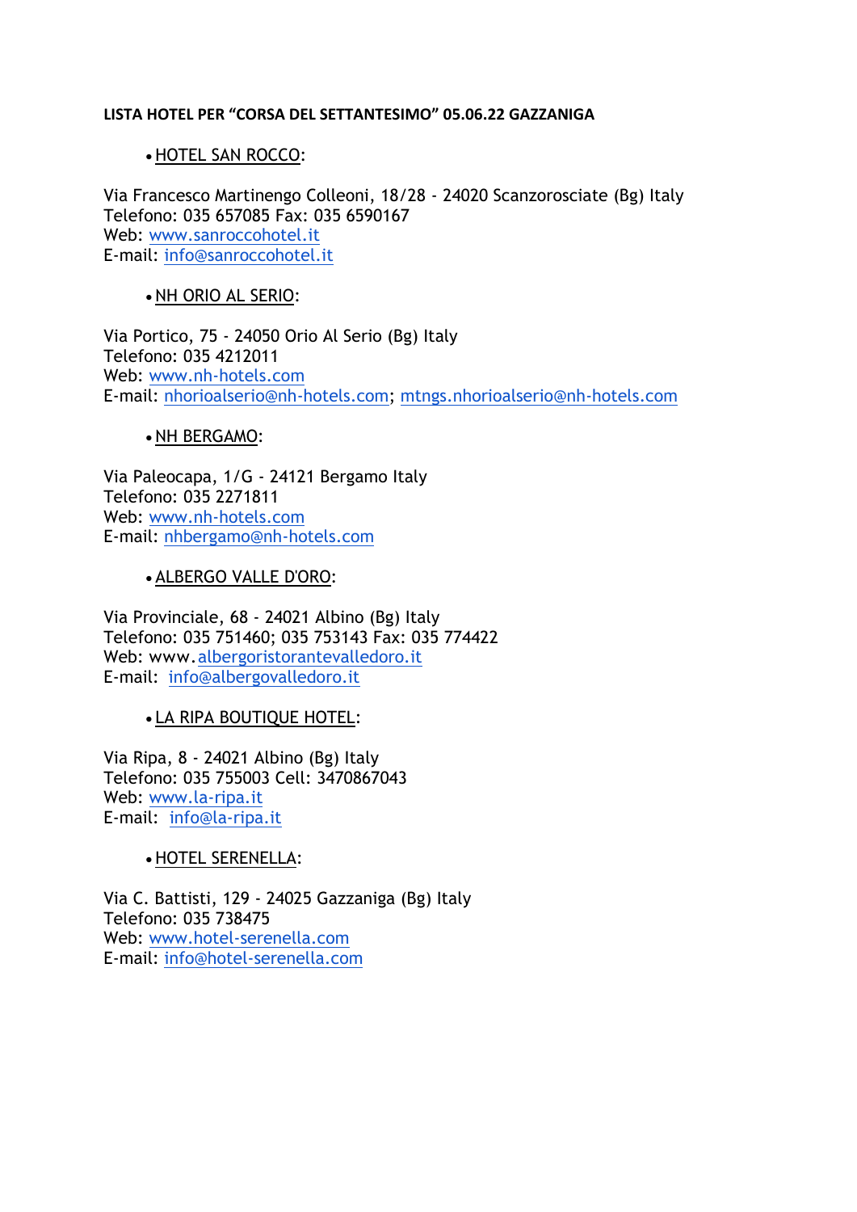**LISTA HOTEL PER "CORSA DEL SETTANTESIMO" 05.06.22 GAZZANIGA**

- HOTEL SAN ROCCO:

Via Francesco Martinengo Colleoni, 18/28 - 24020 Scanzorosciate (Bg) Italy
Telefono: 035 657085 Fax: 035 6590167
Web: www.sanroccohotel.it
E-mail: info@sanroccohotel.it

- NH ORIO AL SERIO:

Via Portico, 75 - 24050 Orio Al Serio (Bg) Italy
Telefono: 035 4212011
Web: www.nh-hotels.com
E-mail: nhorioalserio@nh-hotels.com; mtngs.nhorioalserio@nh-hotels.com

- NH BERGAMO:

Via Paleocapa, 1/G - 24121 Bergamo Italy
Telefono: 035 2271811
Web: www.nh-hotels.com
E-mail: nhbergamo@nh-hotels.com

- ALBERGO VALLE D'ORO:

Via Provinciale, 68 - 24021 Albino (Bg) Italy
Telefono: 035 751460; 035 753143 Fax: 035 774422
Web: www.albergoristorantevalledoro.it
E-mail: info@albergovalledoro.it

- LA RIPA BOUTIQUE HOTEL:

Via Ripa, 8 - 24021 Albino (Bg) Italy
Telefono: 035 755003 Cell: 3470867043
Web: www.la-ripa.it
E-mail: info@la-ripa.it

- HOTEL SERENELLA:

Via C. Battisti, 129 - 24025 Gazzaniga (Bg) Italy
Telefono: 035 738475
Web: www.hotel-serenella.com
E-mail: info@hotel-serenella.com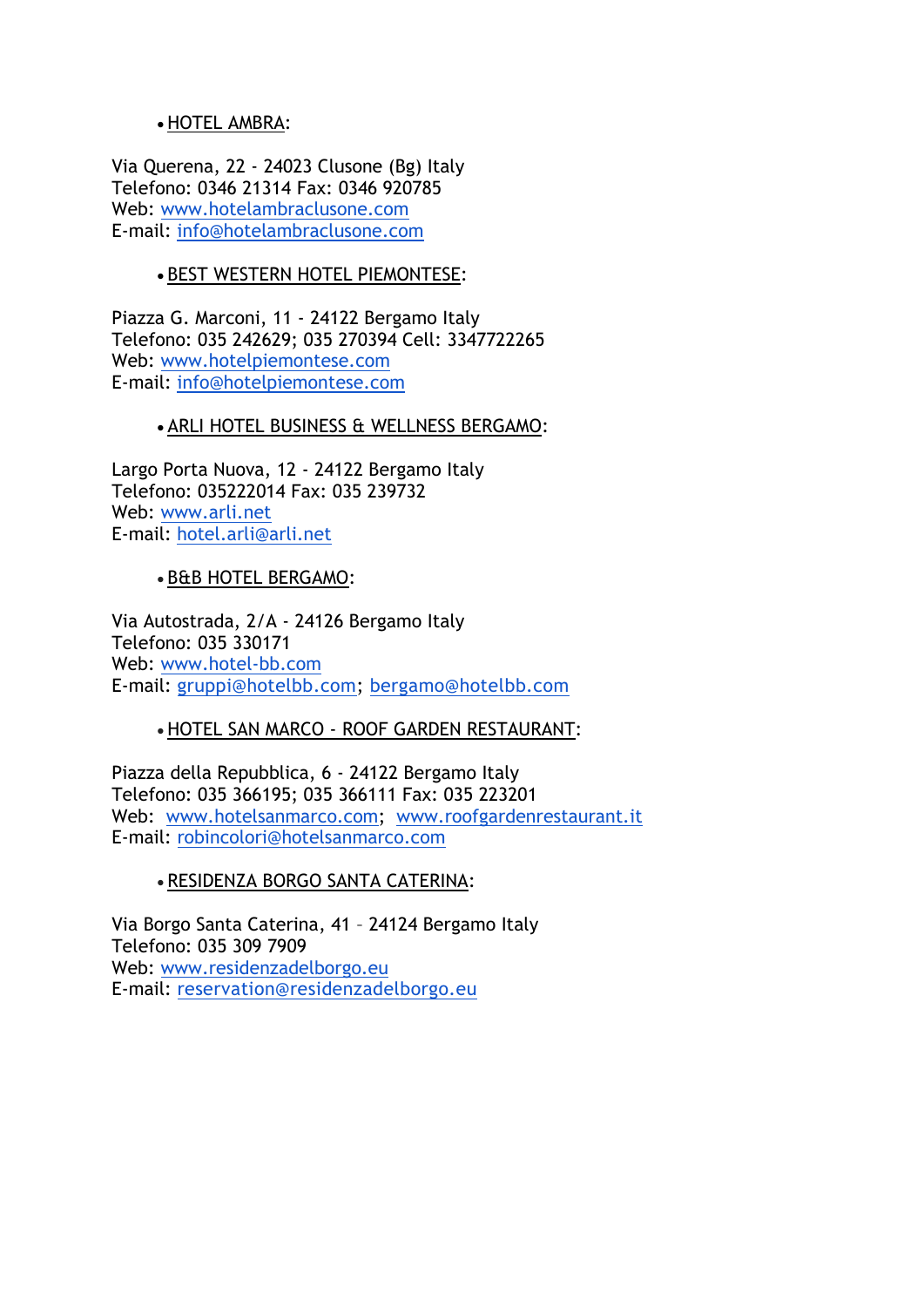- HOTEL AMBRA:

Via Querena, 22 - 24023 Clusone (Bg) Italy
Telefono: 0346 21314 Fax: 0346 920785
Web: www.hotelambraclusone.com
E-mail: info@hotelambraclusone.com

- BEST WESTERN HOTEL PIEMONTESE:

Piazza G. Marconi, 11 - 24122 Bergamo Italy
Telefono: 035 242629; 035 270394 Cell: 3347722265
Web: www.hotelpiemontese.com
E-mail: info@hotelpiemontese.com

- ARLI HOTEL BUSINESS & WELLNESS BERGAMO:

Largo Porta Nuova, 12 - 24122 Bergamo Italy
Telefono: 035222014 Fax: 035 239732
Web: www.arli.net
E-mail: hotel.arli@arli.net

- B&B HOTEL BERGAMO:

Via Autostrada, 2/A - 24126 Bergamo Italy
Telefono: 035 330171
Web: www.hotel-bb.com
E-mail: gruppi@hotelbb.com; bergamo@hotelbb.com

- HOTEL SAN MARCO - ROOF GARDEN RESTAURANT:

Piazza della Repubblica, 6 - 24122 Bergamo Italy
Telefono: 035 366195; 035 366111 Fax: 035 223201
Web: www.hotelsanmarco.com; www.roofgardenrestaurant.it
E-mail: robincolori@hotelsanmarco.com

- RESIDENZA BORGO SANTA CATERINA:

Via Borgo Santa Caterina, 41 – 24124 Bergamo Italy
Telefono: 035 309 7909
Web: www.residenzadelborgo.eu
E-mail: reservation@residenzadelborgo.eu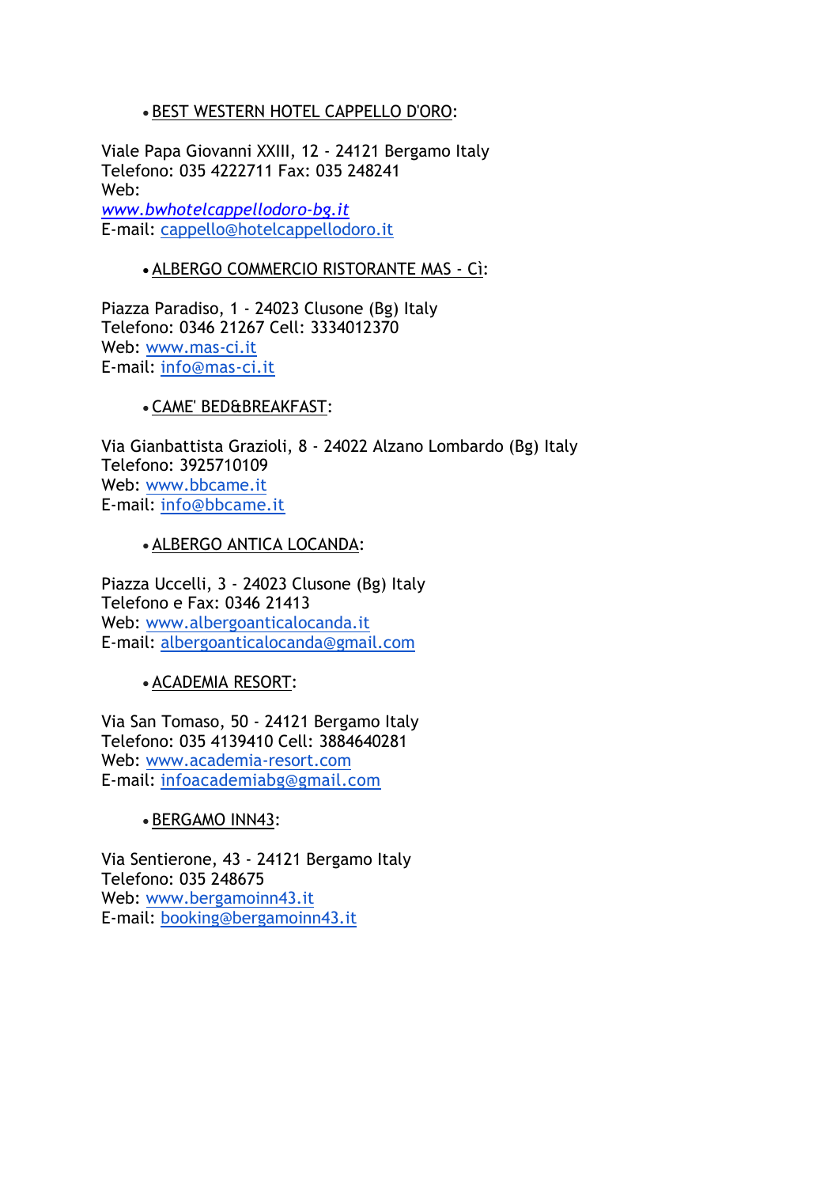- BEST WESTERN HOTEL CAPPELLO D'ORO:

Viale Papa Giovanni XXIII, 12 - 24121 Bergamo Italy
Telefono: 035 4222711 Fax: 035 248241
Web:
*www.bwhotelcappellodoro-bg.it*
E-mail: cappello@hotelcappellodoro.it

- ALBERGO COMMERCIO RISTORANTE MAS - Cì:

Piazza Paradiso, 1 - 24023 Clusone (Bg) Italy
Telefono: 0346 21267 Cell: 3334012370
Web: www.mas-ci.it
E-mail: info@mas-ci.it

- CAME' BED&BREAKFAST:

Via Gianbattista Grazioli, 8 - 24022 Alzano Lombardo (Bg) Italy
Telefono: 3925710109
Web: www.bbcame.it
E-mail: info@bbcame.it

- ALBERGO ANTICA LOCANDA:

Piazza Uccelli, 3 - 24023 Clusone (Bg) Italy
Telefono e Fax: 0346 21413
Web: www.albergoanticalocanda.it
E-mail: albergoanticalocanda@gmail.com

- ACADEMIA RESORT:

Via San Tomaso, 50 - 24121 Bergamo Italy
Telefono: 035 4139410 Cell: 3884640281
Web: www.academia-resort.com
E-mail: infoacademiabg@gmail.com

- BERGAMO INN43:

Via Sentierone, 43 - 24121 Bergamo Italy
Telefono: 035 248675
Web: www.bergamoinn43.it
E-mail: booking@bergamoinn43.it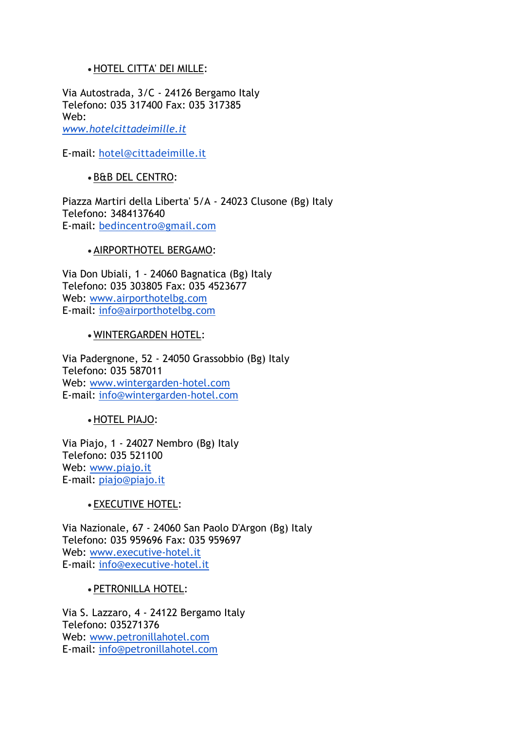- HOTEL CITTA' DEI MILLE:

Via Autostrada, 3/C - 24126 Bergamo Italy
Telefono: 035 317400 Fax: 035 317385
Web:
*www.hotelcittadeimille.it*

E-mail: hotel@cittadeimille.it

- B&B DEL CENTRO:

Piazza Martiri della Liberta' 5/A - 24023 Clusone (Bg) Italy
Telefono: 3484137640
E-mail: bedincentro@gmail.com

- AIRPORTHOTEL BERGAMO:

Via Don Ubiali, 1 - 24060 Bagnatica (Bg) Italy
Telefono: 035 303805 Fax: 035 4523677
Web: www.airporthotelbg.com
E-mail: info@airporthotelbg.com

- WINTERGARDEN HOTEL:

Via Padergnone, 52 - 24050 Grassobbio (Bg) Italy
Telefono: 035 587011
Web: www.wintergarden-hotel.com
E-mail: info@wintergarden-hotel.com

- HOTEL PIAJO:

Via Piajo, 1 - 24027 Nembro (Bg) Italy
Telefono: 035 521100
Web: www.piajo.it
E-mail: piajo@piajo.it

- EXECUTIVE HOTEL:

Via Nazionale, 67 - 24060 San Paolo D'Argon (Bg) Italy
Telefono: 035 959696 Fax: 035 959697
Web: www.executive-hotel.it
E-mail: info@executive-hotel.it

- PETRONILLA HOTEL:

Via S. Lazzaro, 4 - 24122 Bergamo Italy
Telefono: 035271376
Web: www.petronillahotel.com
E-mail: info@petronillahotel.com